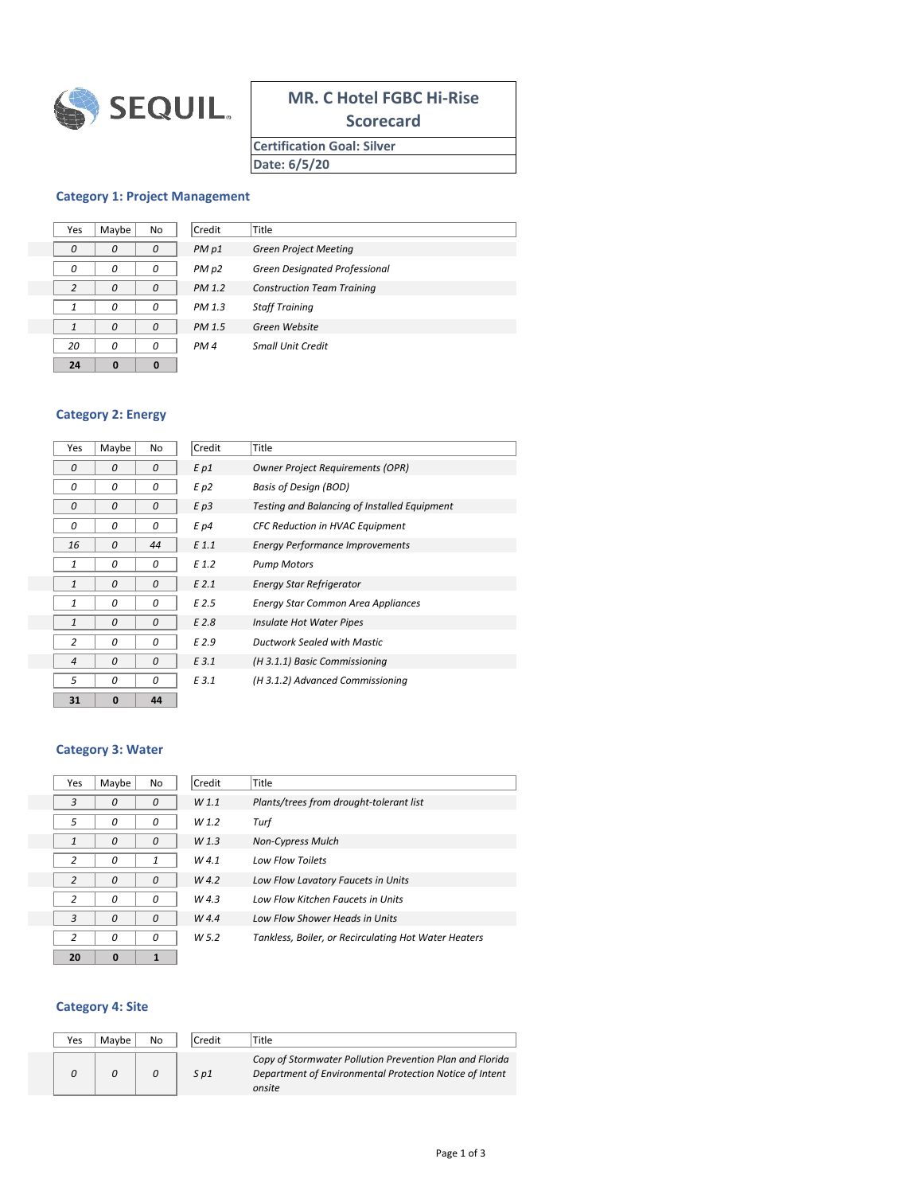SEQUIL

# MR. C Hotel FGBC Hi-Rise Scorecard

**Certification Goal: Silver**

**Date: 6/5/20**

## Category 1: Project Management

| Yes | Maybe | No | Credit | Title |
|---|---|---|---|---|
| *0* | *0* | *0* | *PM p1* | *Green Project Meeting* |
| *0* | *0* | *0* | *PM p2* | *Green Designated Professional* |
| *2* | *0* | *0* | *PM 1.2* | *Construction Team Training* |
| *1* | *0* | *0* | *PM 1.3* | *Staff Training* |
| *1* | *0* | *0* | *PM 1.5* | *Green Website* |
| *20* | *0* | *0* | *PM 4* | *Small Unit Credit* |
| **24** | **0** | **0** | | |

## Category 2: Energy

| Yes | Maybe | No | Credit | Title |
|---|---|---|---|---|
| *0* | *0* | *0* | *E p1* | *Owner Project Requirements (OPR)* |
| *0* | *0* | *0* | *E p2* | *Basis of Design (BOD)* |
| *0* | *0* | *0* | *E p3* | *Testing and Balancing of Installed Equipment* |
| *0* | *0* | *0* | *E p4* | *CFC Reduction in HVAC Equipment* |
| *16* | *0* | *44* | *E 1.1* | *Energy Performance Improvements* |
| *1* | *0* | *0* | *E 1.2* | *Pump Motors* |
| *1* | *0* | *0* | *E 2.1* | *Energy Star Refrigerator* |
| *1* | *0* | *0* | *E 2.5* | *Energy Star Common Area Appliances* |
| *1* | *0* | *0* | *E 2.8* | *Insulate Hot Water Pipes* |
| *2* | *0* | *0* | *E 2.9* | *Ductwork Sealed with Mastic* |
| *4* | *0* | *0* | *E 3.1* | *(H 3.1.1) Basic Commissioning* |
| *5* | *0* | *0* | *E 3.1* | *(H 3.1.2) Advanced Commissioning* |
| **31** | **0** | **44** | | |

## Category 3: Water

| Yes | Maybe | No | Credit | Title |
|---|---|---|---|---|
| *3* | *0* | *0* | *W 1.1* | *Plants/trees from drought-tolerant list* |
| *5* | *0* | *0* | *W 1.2* | *Turf* |
| *1* | *0* | *0* | *W 1.3* | *Non-Cypress Mulch* |
| *2* | *0* | *1* | *W 4.1* | *Low Flow Toilets* |
| *2* | *0* | *0* | *W 4.2* | *Low Flow Lavatory Faucets in Units* |
| *2* | *0* | *0* | *W 4.3* | *Low Flow Kitchen Faucets in Units* |
| *3* | *0* | *0* | *W 4.4* | *Low Flow Shower Heads in Units* |
| *2* | *0* | *0* | *W 5.2* | *Tankless, Boiler, or Recirculating Hot Water Heaters* |
| **20** | **0** | **1** | | |

## Category 4: Site

| Yes | Maybe | No | Credit | Title |
|---|---|---|---|---|
| *0* | *0* | *0* | *S p1* | *Copy of Stormwater Pollution Prevention Plan and Florida Department of Environmental Protection Notice of Intent onsite* |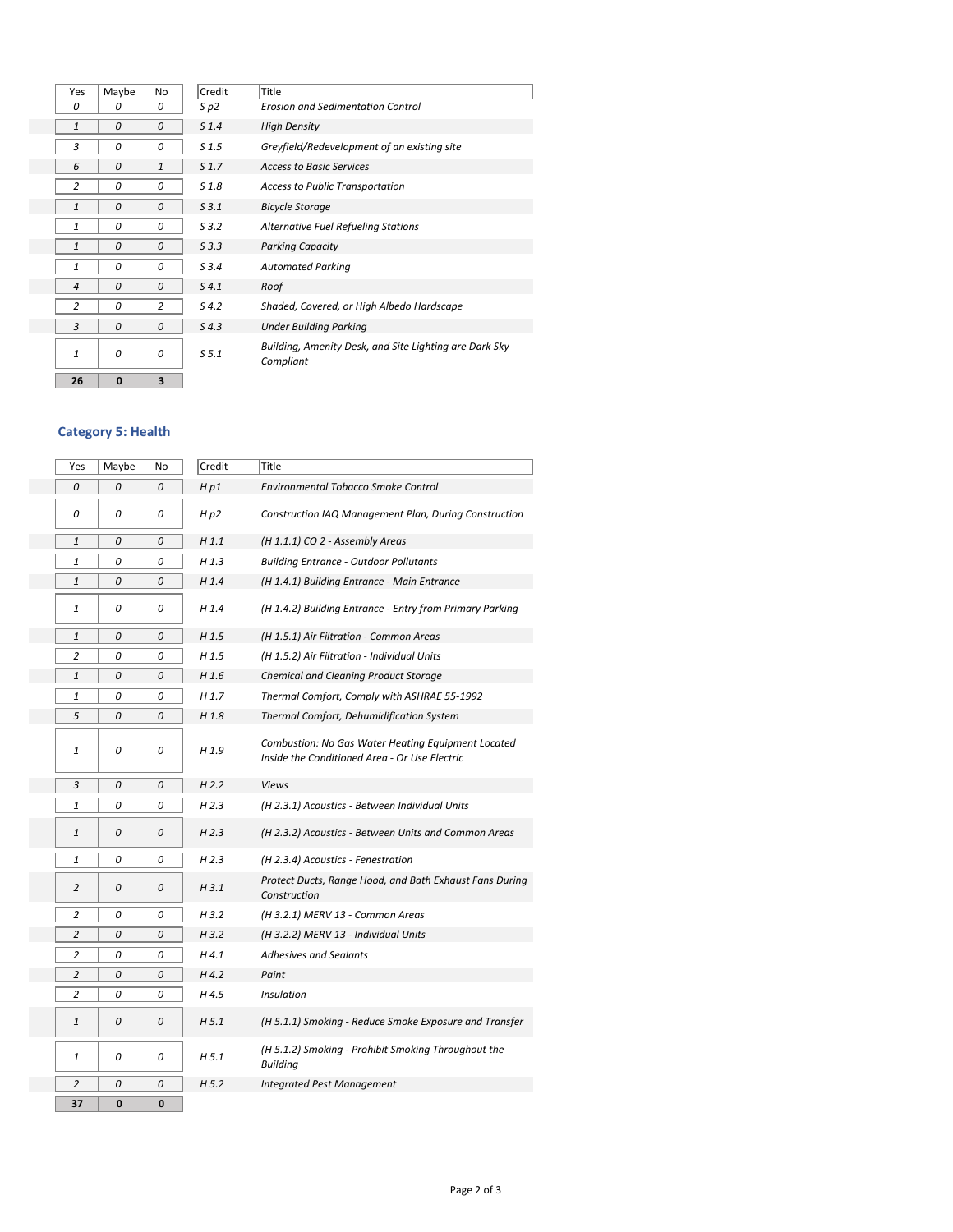| Yes | Maybe | No | Credit | Title |
|---|---|---|---|---|
| 0 | 0 | 0 | S p2 | Erosion and Sedimentation Control |
| 1 | 0 | 0 | S 1.4 | High Density |
| 3 | 0 | 0 | S 1.5 | Greyfield/Redevelopment of an existing site |
| 6 | 0 | 1 | S 1.7 | Access to Basic Services |
| 2 | 0 | 0 | S 1.8 | Access to Public Transportation |
| 1 | 0 | 0 | S 3.1 | Bicycle Storage |
| 1 | 0 | 0 | S 3.2 | Alternative Fuel Refueling Stations |
| 1 | 0 | 0 | S 3.3 | Parking Capacity |
| 1 | 0 | 0 | S 3.4 | Automated Parking |
| 4 | 0 | 0 | S 4.1 | Roof |
| 2 | 0 | 2 | S 4.2 | Shaded, Covered, or High Albedo Hardscape |
| 3 | 0 | 0 | S 4.3 | Under Building Parking |
| 1 | 0 | 0 | S 5.1 | Building, Amenity Desk, and Site Lighting are Dark Sky Compliant |
| **26** | **0** | **3** | | |

## Category 5: Health

| Yes | Maybe | No | Credit | Title |
|---|---|---|---|---|
| 0 | 0 | 0 | H p1 | Environmental Tobacco Smoke Control |
| 0 | 0 | 0 | H p2 | Construction IAQ Management Plan, During Construction |
| 1 | 0 | 0 | H 1.1 | (H 1.1.1) CO 2 - Assembly Areas |
| 1 | 0 | 0 | H 1.3 | Building Entrance - Outdoor Pollutants |
| 1 | 0 | 0 | H 1.4 | (H 1.4.1) Building Entrance - Main Entrance |
| 1 | 0 | 0 | H 1.4 | (H 1.4.2) Building Entrance - Entry from Primary Parking |
| 1 | 0 | 0 | H 1.5 | (H 1.5.1) Air Filtration - Common Areas |
| 2 | 0 | 0 | H 1.5 | (H 1.5.2) Air Filtration - Individual Units |
| 1 | 0 | 0 | H 1.6 | Chemical and Cleaning Product Storage |
| 1 | 0 | 0 | H 1.7 | Thermal Comfort, Comply with ASHRAE 55-1992 |
| 5 | 0 | 0 | H 1.8 | Thermal Comfort, Dehumidification System |
| 1 | 0 | 0 | H 1.9 | Combustion: No Gas Water Heating Equipment Located Inside the Conditioned Area - Or Use Electric |
| 3 | 0 | 0 | H 2.2 | Views |
| 1 | 0 | 0 | H 2.3 | (H 2.3.1) Acoustics - Between Individual Units |
| 1 | 0 | 0 | H 2.3 | (H 2.3.2) Acoustics - Between Units and Common Areas |
| 1 | 0 | 0 | H 2.3 | (H 2.3.4) Acoustics - Fenestration |
| 2 | 0 | 0 | H 3.1 | Protect Ducts, Range Hood, and Bath Exhaust Fans During Construction |
| 2 | 0 | 0 | H 3.2 | (H 3.2.1) MERV 13 - Common Areas |
| 2 | 0 | 0 | H 3.2 | (H 3.2.2) MERV 13 - Individual Units |
| 2 | 0 | 0 | H 4.1 | Adhesives and Sealants |
| 2 | 0 | 0 | H 4.2 | Paint |
| 2 | 0 | 0 | H 4.5 | Insulation |
| 1 | 0 | 0 | H 5.1 | (H 5.1.1) Smoking - Reduce Smoke Exposure and Transfer |
| 1 | 0 | 0 | H 5.1 | (H 5.1.2) Smoking - Prohibit Smoking Throughout the Building |
| 2 | 0 | 0 | H 5.2 | Integrated Pest Management |
| **37** | **0** | **0** | | |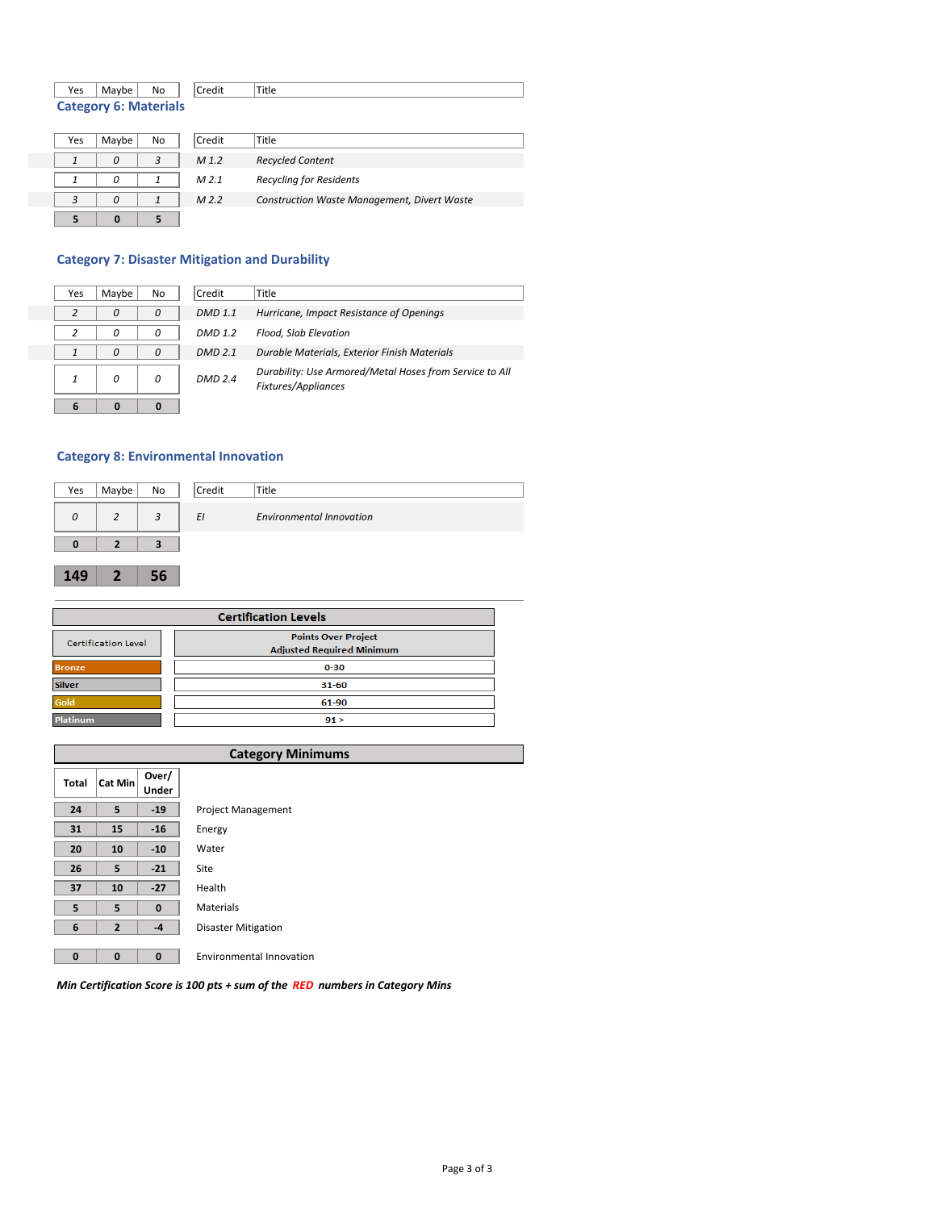| Yes | Maybe | No | Credit | Title |
|---|---|---|---|---|

### Category 6: Materials

| Yes | Maybe | No | Credit | Title |
|---|---|---|---|---|
| *1* | *0* | *3* | *M 1.2* | *Recycled Content* |
| *1* | *0* | *1* | *M 2.1* | *Recycling for Residents* |
| *3* | *0* | *1* | *M 2.2* | *Construction Waste Management, Divert Waste* |
| **5** | **0** | **5** | | |

### Category 7: Disaster Mitigation and Durability

| Yes | Maybe | No | Credit | Title |
|---|---|---|---|---|
| *2* | *0* | *0* | *DMD 1.1* | *Hurricane, Impact Resistance of Openings* |
| *2* | *0* | *0* | *DMD 1.2* | *Flood, Slab Elevation* |
| *1* | *0* | *0* | *DMD 2.1* | *Durable Materials, Exterior Finish Materials* |
| *1* | *0* | *0* | *DMD 2.4* | *Durability: Use Armored/Metal Hoses from Service to All Fixtures/Appliances* |
| **6** | **0** | **0** | | |

### Category 8: Environmental Innovation

| Yes | Maybe | No | Credit | Title |
|---|---|---|---|---|
| *0* | *2* | *3* | *EI* | *Environmental Innovation* |
| **0** | **2** | **3** | | |

| | | |
|---|---|---|
| **149** | **2** | **56** |

**Certification Levels**

| Certification Level | Points Over Project Adjusted Required Minimum |
|---|---|
| Bronze | 0-30 |
| Silver | 31-60 |
| Gold | 61-90 |
| Platinum | 91 > |

**Category Minimums**

| Total | Cat Min | Over/ Under | |
|---|---|---|---|
| 24 | 5 | -19 | Project Management |
| 31 | 15 | -16 | Energy |
| 20 | 10 | -10 | Water |
| 26 | 5 | -21 | Site |
| 37 | 10 | -27 | Health |
| 5 | 5 | 0 | Materials |
| 6 | 2 | -4 | Disaster Mitigation |
| 0 | 0 | 0 | Environmental Innovation |

***Min Certification Score is 100 pts + sum of the RED numbers in Category Mins***